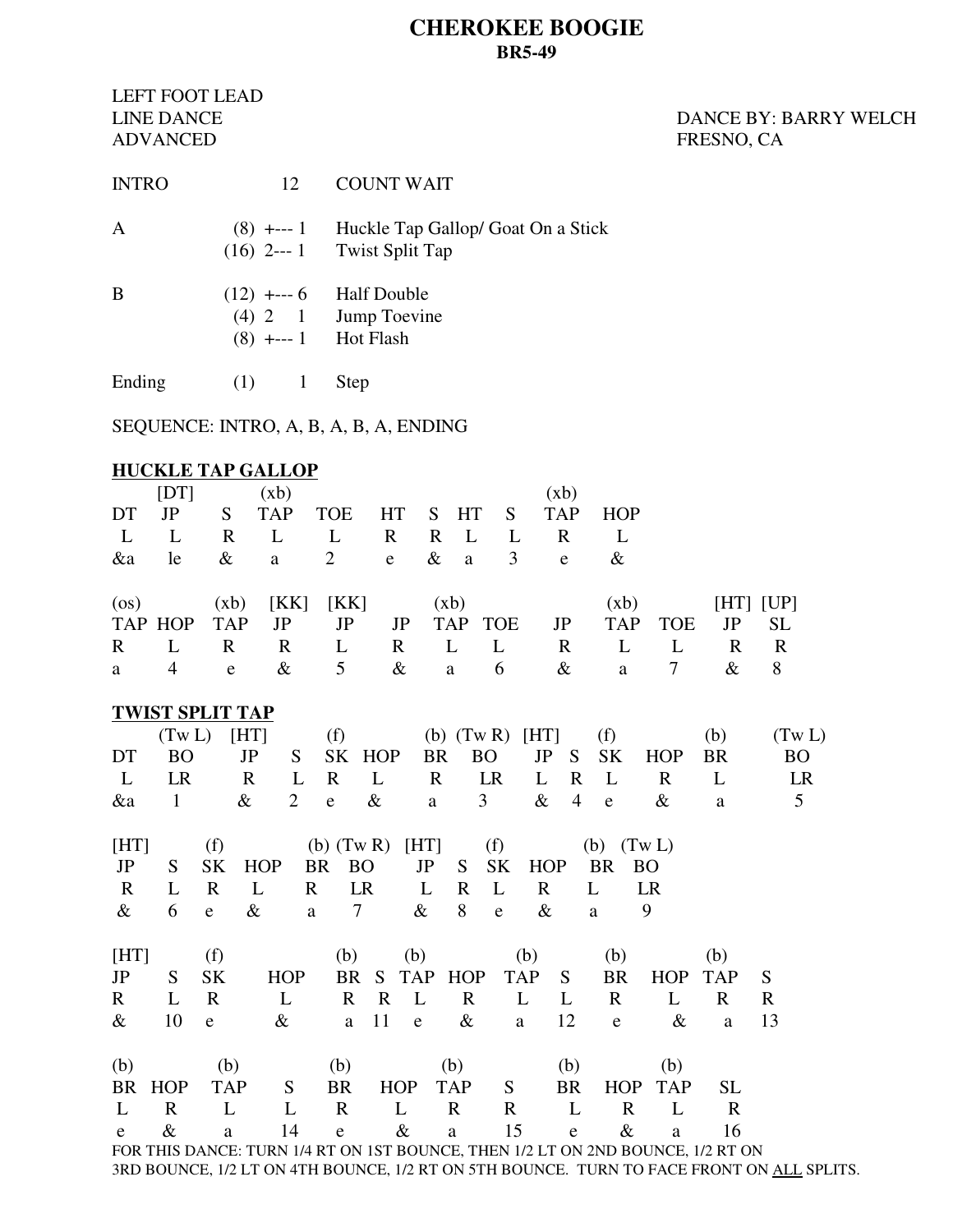# CHEROKEE BOOGIE

**BR5-49**

LEFT FOOT LEAD
LINE DANCE
ADVANCED

DANCE BY: BARRY WELCH
FRESNO, CA

| | | | |
|---|---|---|---|
| INTRO | 12 | | COUNT WAIT |
| A | (8) | +--- 1 | Huckle Tap Gallop/ Goat On a Stick |
| | (16) | 2--- 1 | Twist Split Tap |
| B | (12) | +--- 6 | Half Double |
| | (4) | 2 1 | Jump Toevine |
| | (8) | +--- 1 | Hot Flash |
| Ending | (1) | 1 | Step |

SEQUENCE: INTRO, A, B, A, B, A, ENDING

## HUCKLE TAP GALLOP

| | [DT] | | (xb) | | | | | | (xb) | |
|---|---|---|---|---|---|---|---|---|---|---|
| DT | JP | S | TAP | TOE | HT | S | HT | S | TAP | HOP |
| L | L | R | L | L | R | R | L | L | R | L |
| &a | le | & | a | 2 | e | & | a | 3 | e | & |

| (os) | | (xb) | [KK] | [KK] | | (xb) | | | (xb) | | [HT] | [UP] |
|---|---|---|---|---|---|---|---|---|---|---|---|---|
| TAP | HOP | TAP | JP | JP | JP | TAP | TOE | JP | TAP | TOE | JP | SL |
| R | L | R | R | L | R | L | L | R | L | L | R | R |
| a | 4 | e | & | 5 | & | a | 6 | & | a | 7 | & | 8 |

## TWIST SPLIT TAP

| | (Tw L) | [HT] | | (f) | | (b) | (Tw R) | [HT] | | (f) | | (b) | (Tw L) |
|---|---|---|---|---|---|---|---|---|---|---|---|---|---|
| DT | BO | JP | S | SK | HOP | BR | BO | JP | S | SK | HOP | BR | BO |
| L | LR | R | L | R | L | R | LR | L | R | L | R | L | LR |
| &a | 1 | & | 2 | e | & | a | 3 | & | 4 | e | & | a | 5 |

| [HT] | | (f) | | (b) | (Tw R) | [HT] | | (f) | | (b) | (Tw L) |
|---|---|---|---|---|---|---|---|---|---|---|---|
| JP | S | SK | HOP | BR | BO | JP | S | SK | HOP | BR | BO |
| R | L | R | L | R | LR | L | R | L | R | L | LR |
| & | 6 | e | & | a | 7 | & | 8 | e | & | a | 9 |

| [HT] | | (f) | | (b) | | (b) | | (b) | | (b) | | (b) | |
|---|---|---|---|---|---|---|---|---|---|---|---|---|---|
| JP | S | SK | HOP | BR | S | TAP | HOP | TAP | S | BR | HOP | TAP | S |
| R | L | R | L | R | R | L | R | L | L | R | L | R | R |
| & | 10 | e | & | a | 11 | e | & | a | 12 | e | & | a | 13 |

| (b) | | (b) | | (b) | | (b) | | (b) | | (b) | |
|---|---|---|---|---|---|---|---|---|---|---|---|
| BR | HOP | TAP | S | BR | HOP | TAP | S | BR | HOP | TAP | SL |
| L | R | L | L | R | L | R | R | L | R | L | R |
| e | & | a | 14 | e | & | a | 15 | e | & | a | 16 |

FOR THIS DANCE: TURN 1/4 RT ON 1ST BOUNCE, THEN 1/2 LT ON 2ND BOUNCE, 1/2 RT ON 3RD BOUNCE, 1/2 LT ON 4TH BOUNCE, 1/2 RT ON 5TH BOUNCE. TURN TO FACE FRONT ON ALL SPLITS.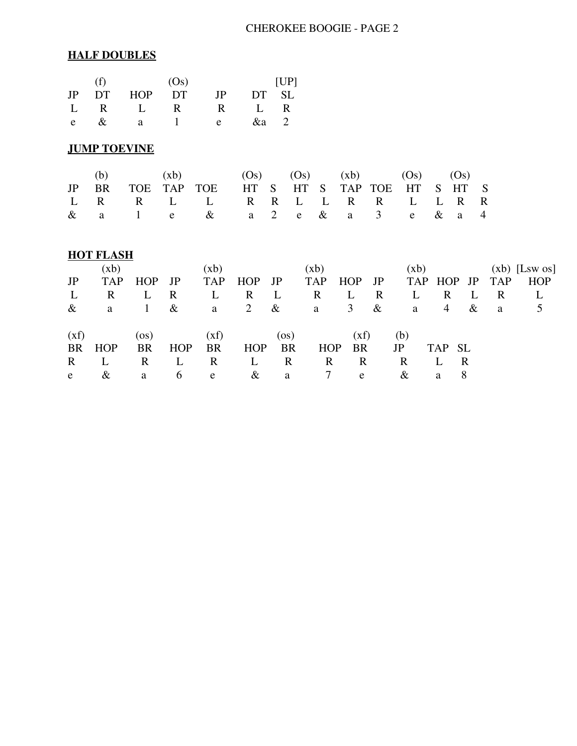## HALF DOUBLES

| | | | | | | |
|---|---|---|---|---|---|---|
| | (f) | | (Os) | | | [UP] |
| JP | DT | HOP | DT | JP | DT | SL |
| L | R | L | R | R | L | R |
| e | & | a | 1 | e | &a | 2 |

## JUMP TOEVINE

| | | | | | | | | | | | | | | | |
|---|---|---|---|---|---|---|---|---|---|---|---|---|---|---|---|
| | (b) | | (xb) | | (Os) | | (Os) | | (xb) | | (Os) | | (Os) | |
| JP | BR | TOE | TAP | TOE | HT | S | HT | S | TAP | TOE | HT | S | HT | S |
| L | R | R | L | L | R | R | L | L | R | R | L | L | R | R |
| & | a | 1 | e | & | a | 2 | e | & | a | 3 | e | & | a | 4 |

## HOT FLASH

| | | | | | | | | | | | | | | | |
|---|---|---|---|---|---|---|---|---|---|---|---|---|---|---|---|
| | (xb) | | | (xb) | | | (xb) | | | (xb) | | | (xb) | [Lsw os] |
| JP | TAP | HOP | JP | TAP | HOP | JP | TAP | HOP | JP | TAP | HOP | JP | TAP | HOP |
| L | R | L | R | L | R | L | R | L | R | L | R | L | R | L |
| & | a | 1 | & | a | 2 | & | a | 3 | & | a | 4 | & | a | 5 |

| | | | | | | | | | | | | |
|---|---|---|---|---|---|---|---|---|---|---|---|---|
| (xf) | | (os) | | (xf) | | (os) | | (xf) | (b) | | |
| BR | HOP | BR | HOP | BR | HOP | BR | HOP | BR | JP | TAP | SL |
| R | L | R | L | R | L | R | R | R | R | L | R |
| e | & | a | 6 | e | & | a | 7 | e | & | a | 8 |